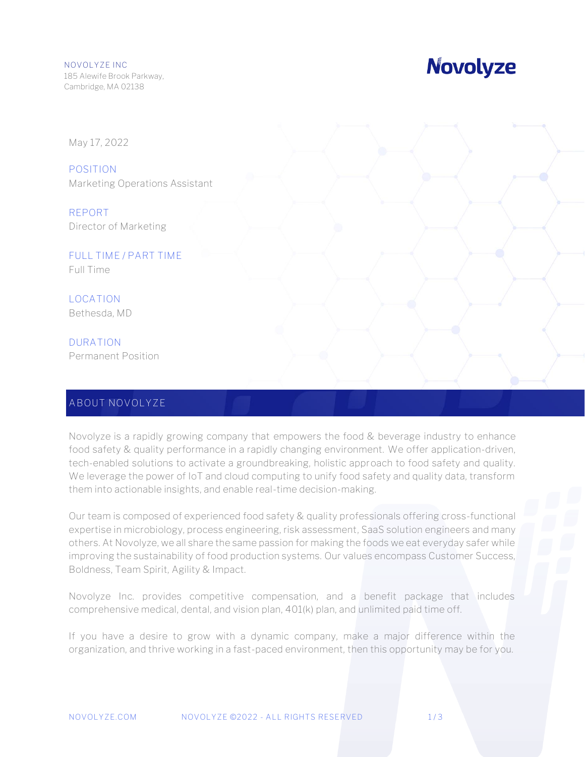NOVOLYZE INC
185 Alewife Brook Parkway,
Cambridge, MA 02138

**Novolyze**

May 17, 2022

**POSITION**
Marketing Operations Assistant

**REPORT**
Director of Marketing

**FULL TIME / PART TIME**
Full Time

**LOCATION**
Bethesda, MD

**DURATION**
Permanent Position

## ABOUT NOVOLYZE

Novolyze is a rapidly growing company that empowers the food & beverage industry to enhance food safety & quality performance in a rapidly changing environment. We offer application-driven, tech-enabled solutions to activate a groundbreaking, holistic approach to food safety and quality. We leverage the power of IoT and cloud computing to unify food safety and quality data, transform them into actionable insights, and enable real-time decision-making.

Our team is composed of experienced food safety & quality professionals offering cross-functional expertise in microbiology, process engineering, risk assessment, SaaS solution engineers and many others. At Novolyze, we all share the same passion for making the foods we eat everyday safer while improving the sustainability of food production systems. Our values encompass Customer Success, Boldness, Team Spirit, Agility & Impact.

Novolyze Inc. provides competitive compensation, and a benefit package that includes comprehensive medical, dental, and vision plan, 401(k) plan, and unlimited paid time off.

If you have a desire to grow with a dynamic company, make a major difference within the organization, and thrive working in a fast-paced environment, then this opportunity may be for you.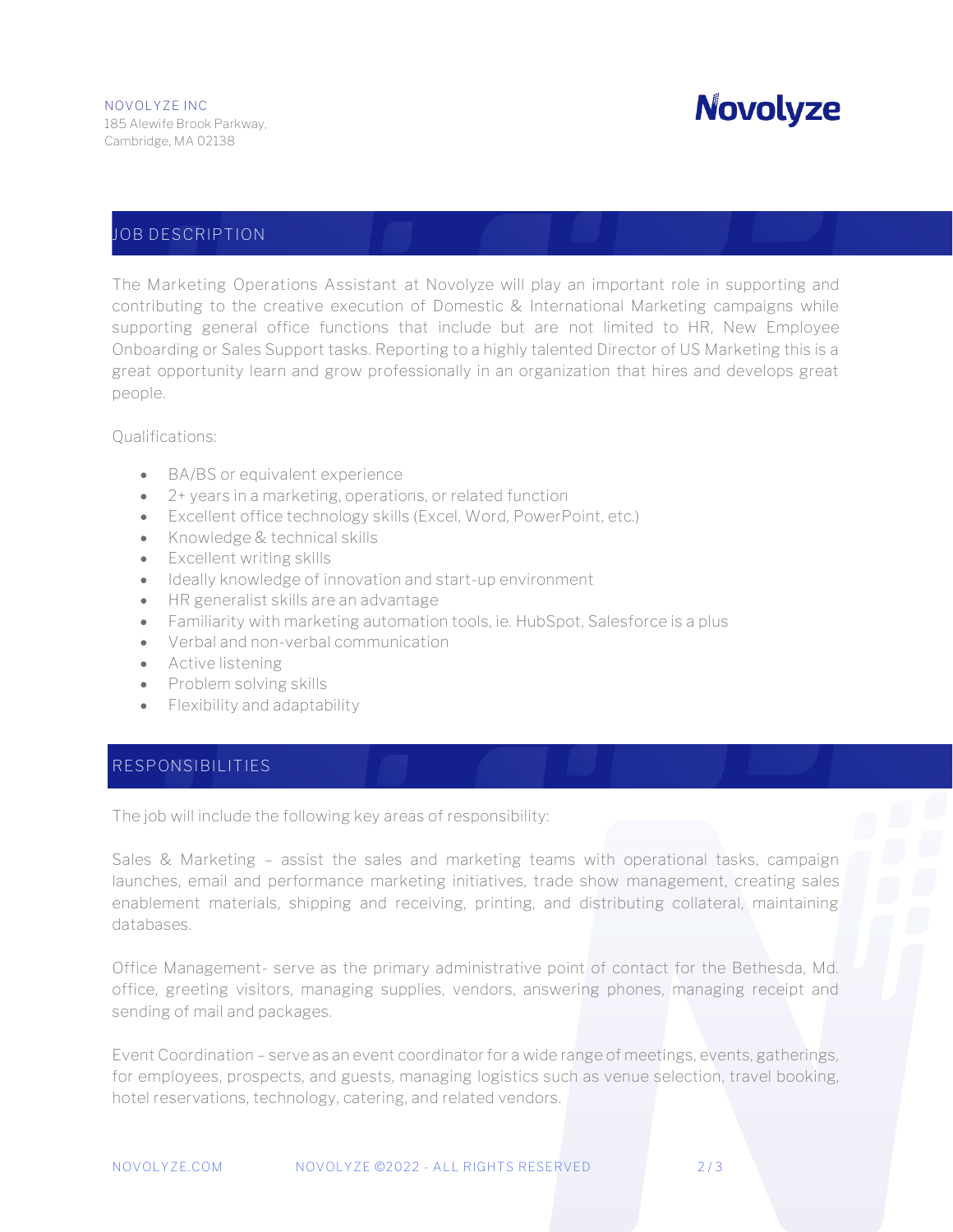NOVOLYZE INC
185 Alewife Brook Parkway,
Cambridge, MA 02138

## JOB DESCRIPTION

The Marketing Operations Assistant at Novolyze will play an important role in supporting and contributing to the creative execution of Domestic & International Marketing campaigns while supporting general office functions that include but are not limited to HR, New Employee Onboarding or Sales Support tasks. Reporting to a highly talented Director of US Marketing this is a great opportunity learn and grow professionally in an organization that hires and develops great people.

Qualifications:

- BA/BS or equivalent experience
- 2+ years in a marketing, operations, or related function
- Excellent office technology skills (Excel, Word, PowerPoint, etc.)
- Knowledge & technical skills
- Excellent writing skills
- Ideally knowledge of innovation and start-up environment
- HR generalist skills are an advantage
- Familiarity with marketing automation tools, ie. HubSpot, Salesforce is a plus
- Verbal and non-verbal communication
- Active listening
- Problem solving skills
- Flexibility and adaptability

## RESPONSIBILITIES

The job will include the following key areas of responsibility:

Sales & Marketing – assist the sales and marketing teams with operational tasks, campaign launches, email and performance marketing initiatives, trade show management, creating sales enablement materials, shipping and receiving, printing, and distributing collateral, maintaining databases.

Office Management- serve as the primary administrative point of contact for the Bethesda, Md. office, greeting visitors, managing supplies, vendors, answering phones, managing receipt and sending of mail and packages.

Event Coordination – serve as an event coordinator for a wide range of meetings, events, gatherings, for employees, prospects, and guests, managing logistics such as venue selection, travel booking, hotel reservations, technology, catering, and related vendors.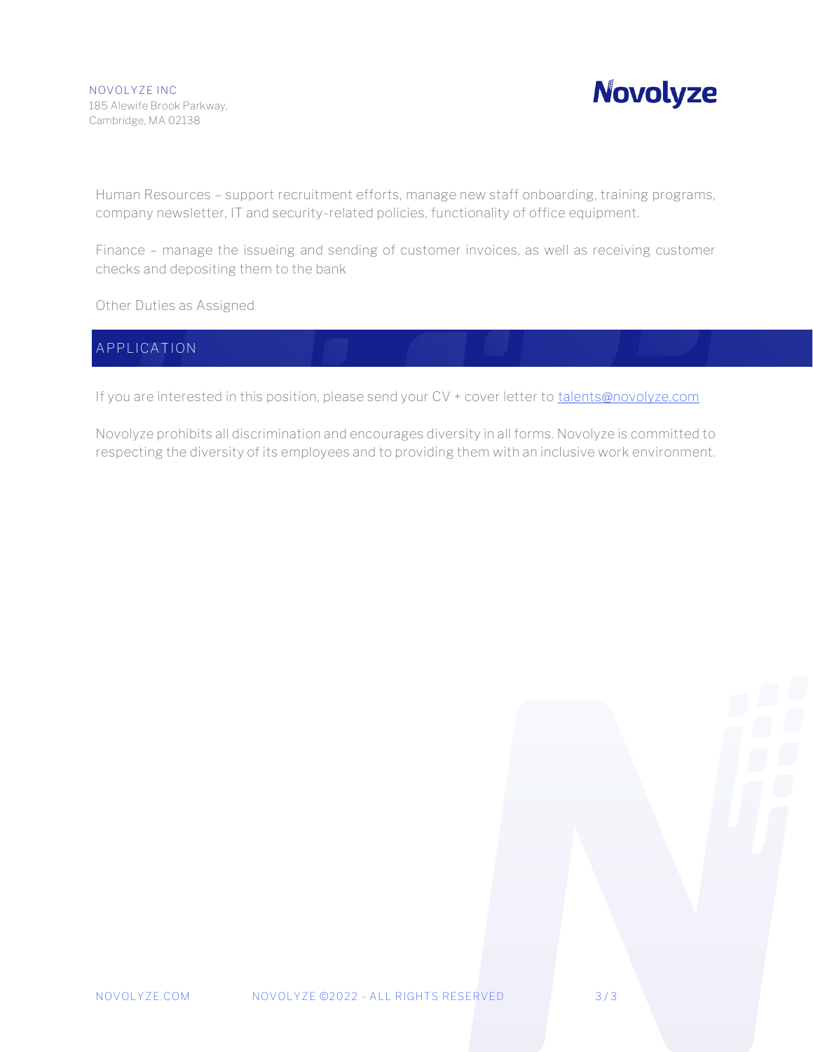Human Resources – support recruitment efforts, manage new staff onboarding, training programs, company newsletter, IT and security-related policies, functionality of office equipment.

Finance – manage the issueing and sending of customer invoices, as well as receiving customer checks and depositing them to the bank

Other Duties as Assigned

## APPLICATION

If you are interested in this position, please send your CV + cover letter to talents@novolyze.com

Novolyze prohibits all discrimination and encourages diversity in all forms. Novolyze is committed to respecting the diversity of its employees and to providing them with an inclusive work environment.